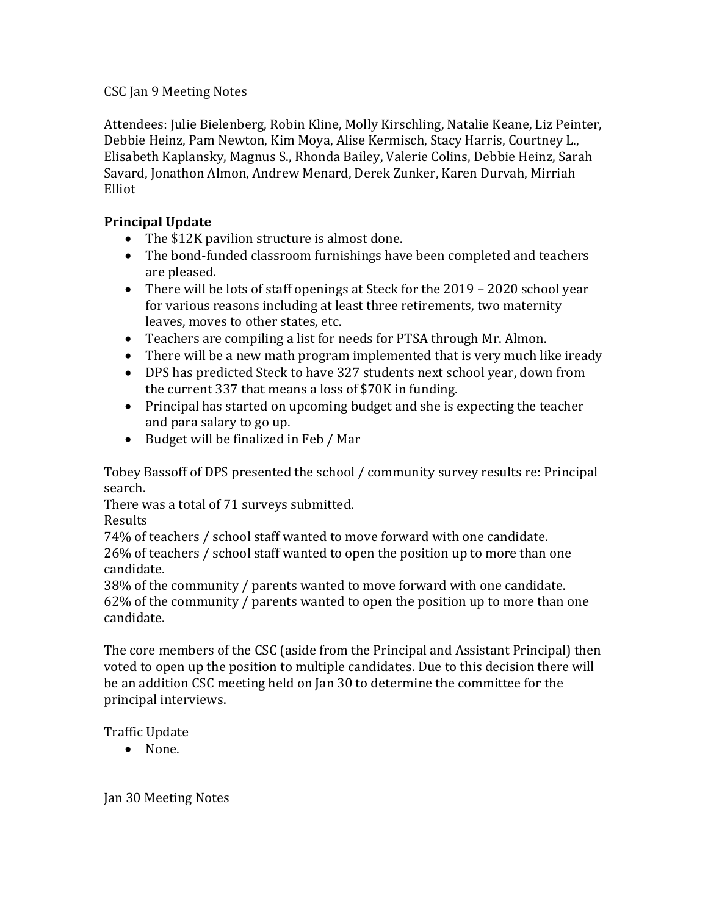CSC Jan 9 Meeting Notes

Attendees: Julie Bielenberg, Robin Kline, Molly Kirschling, Natalie Keane, Liz Peinter, Debbie Heinz, Pam Newton, Kim Moya, Alise Kermisch, Stacy Harris, Courtney L., Elisabeth Kaplansky, Magnus S., Rhonda Bailey, Valerie Colins, Debbie Heinz, Sarah Savard, Jonathon Almon, Andrew Menard, Derek Zunker, Karen Durvah, Mirriah Elliot

**Principal Update**

- The $12K pavilion structure is almost done.
- The bond-funded classroom furnishings have been completed and teachers are pleased.
- There will be lots of staff openings at Steck for the 2019 – 2020 school year for various reasons including at least three retirements, two maternity leaves, moves to other states, etc.
- Teachers are compiling a list for needs for PTSA through Mr. Almon.
- There will be a new math program implemented that is very much like iready
- DPS has predicted Steck to have 327 students next school year, down from the current 337 that means a loss of $70K in funding.
- Principal has started on upcoming budget and she is expecting the teacher and para salary to go up.
- Budget will be finalized in Feb / Mar

Tobey Bassoff of DPS presented the school / community survey results re: Principal search.
There was a total of 71 surveys submitted.
Results
74% of teachers / school staff wanted to move forward with one candidate.
26% of teachers / school staff wanted to open the position up to more than one candidate.
38% of the community / parents wanted to move forward with one candidate.
62% of the community / parents wanted to open the position up to more than one candidate.

The core members of the CSC (aside from the Principal and Assistant Principal) then voted to open up the position to multiple candidates. Due to this decision there will be an addition CSC meeting held on Jan 30 to determine the committee for the principal interviews.

Traffic Update

- None.

Jan 30 Meeting Notes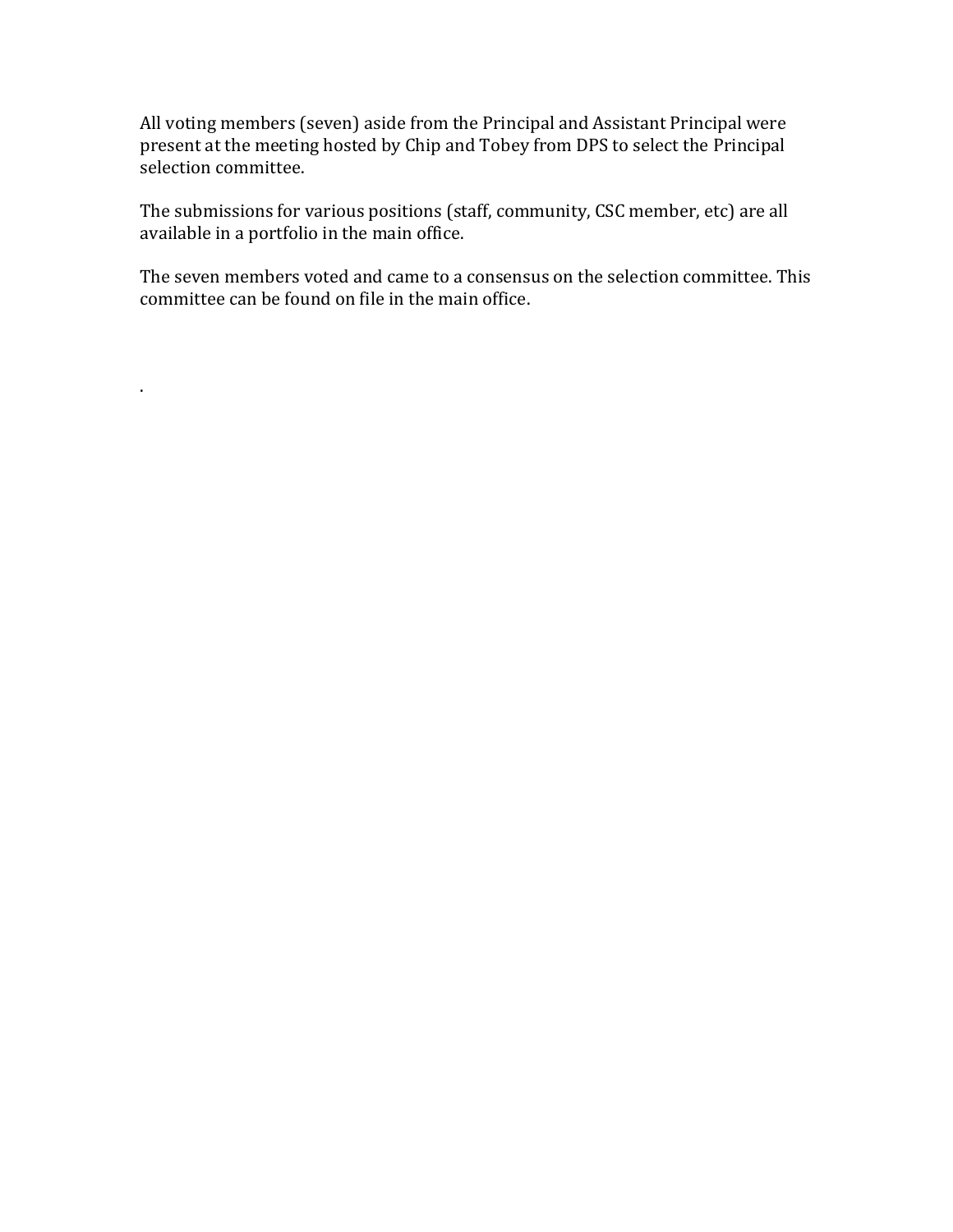All voting members (seven) aside from the Principal and Assistant Principal were present at the meeting hosted by Chip and Tobey from DPS to select the Principal selection committee.

The submissions for various positions (staff, community, CSC member, etc) are all available in a portfolio in the main office.

The seven members voted and came to a consensus on the selection committee. This committee can be found on file in the main office.

.